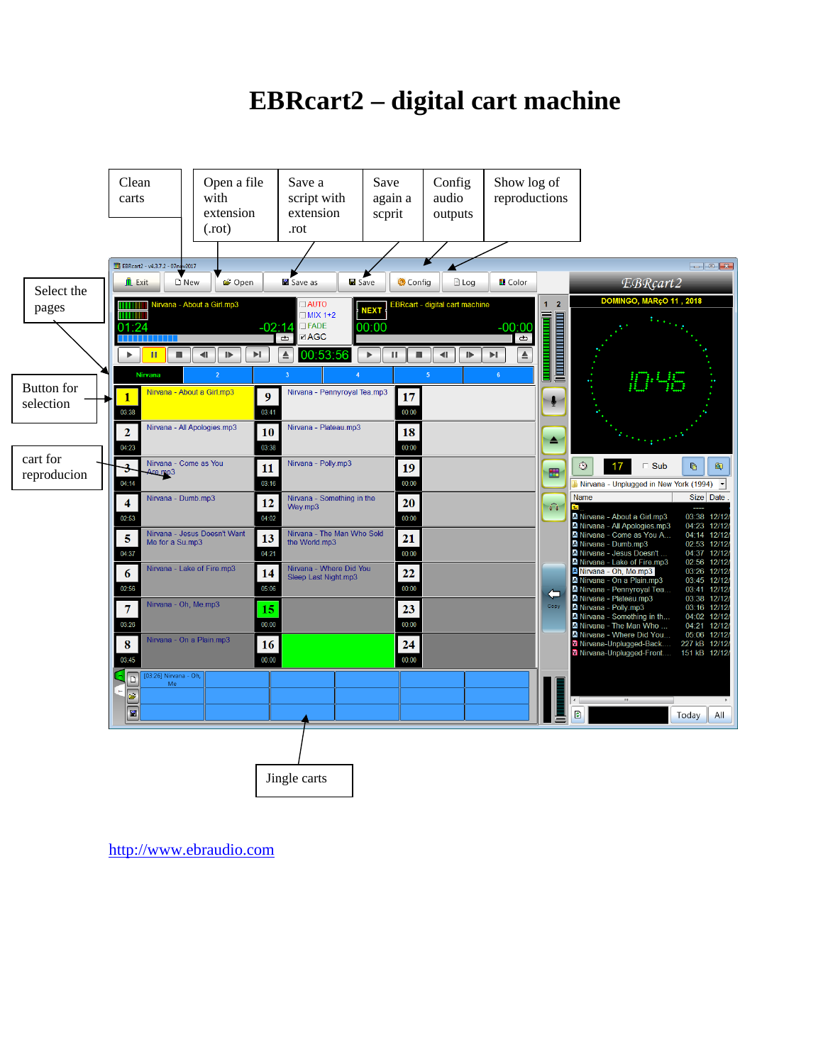# EBRcart2 – digital cart machine

Clean carts

Open a file with extension (.rot)

Save a script with extension .rot

Save again a scprit

Config audio outputs

Show log of reproductions

Select the pages

Button for selection

cart for reproducion

Jingle carts

http://www.ebraudio.com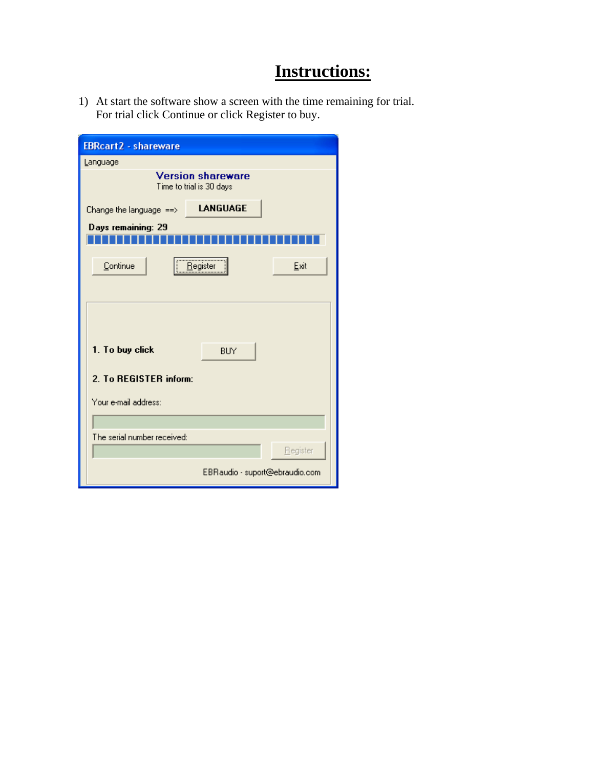# Instructions:

1) At start the software show a screen with the time remaining for trial. For trial click Continue or click Register to buy.

EBRcart2 - shareware

Language

Version shareware

Time to trial is 30 days

Change the language ==> LANGUAGE

Days remaining: 29

Continue Register Exit

1. To buy click BUY

2. To REGISTER inform:

Your e-mail address:

The serial number received: Register

EBRaudio - suport@ebraudio.com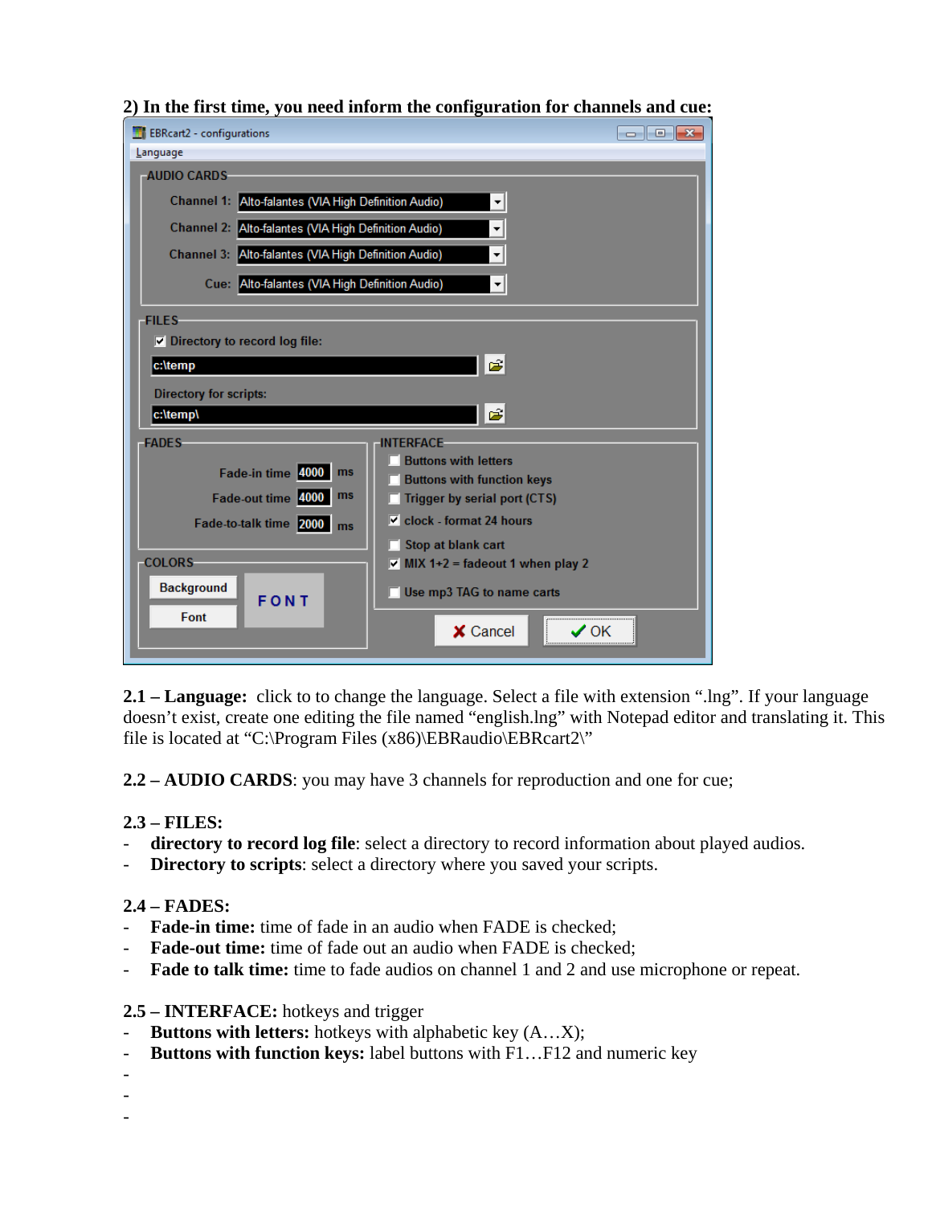**2) In the first time, you need inform the configuration for channels and cue:**

**2.1 – Language:** click to to change the language. Select a file with extension ".lng". If your language doesn't exist, create one editing the file named "english.lng" with Notepad editor and translating it. This file is located at "C:\Program Files (x86)\EBRaudio\EBRcart2\"

**2.2 – AUDIO CARDS**: you may have 3 channels for reproduction and one for cue;

**2.3 – FILES:**

- **directory to record log file**: select a directory to record information about played audios.
- **Directory to scripts**: select a directory where you saved your scripts.

**2.4 – FADES:**

- **Fade-in time:** time of fade in an audio when FADE is checked;
- **Fade-out time:** time of fade out an audio when FADE is checked;
- **Fade to talk time:** time to fade audios on channel 1 and 2 and use microphone or repeat.

**2.5 – INTERFACE:** hotkeys and trigger

- **Buttons with letters:** hotkeys with alphabetic key (A…X);
- **Buttons with function keys:** label buttons with F1…F12 and numeric key
- 
- 
-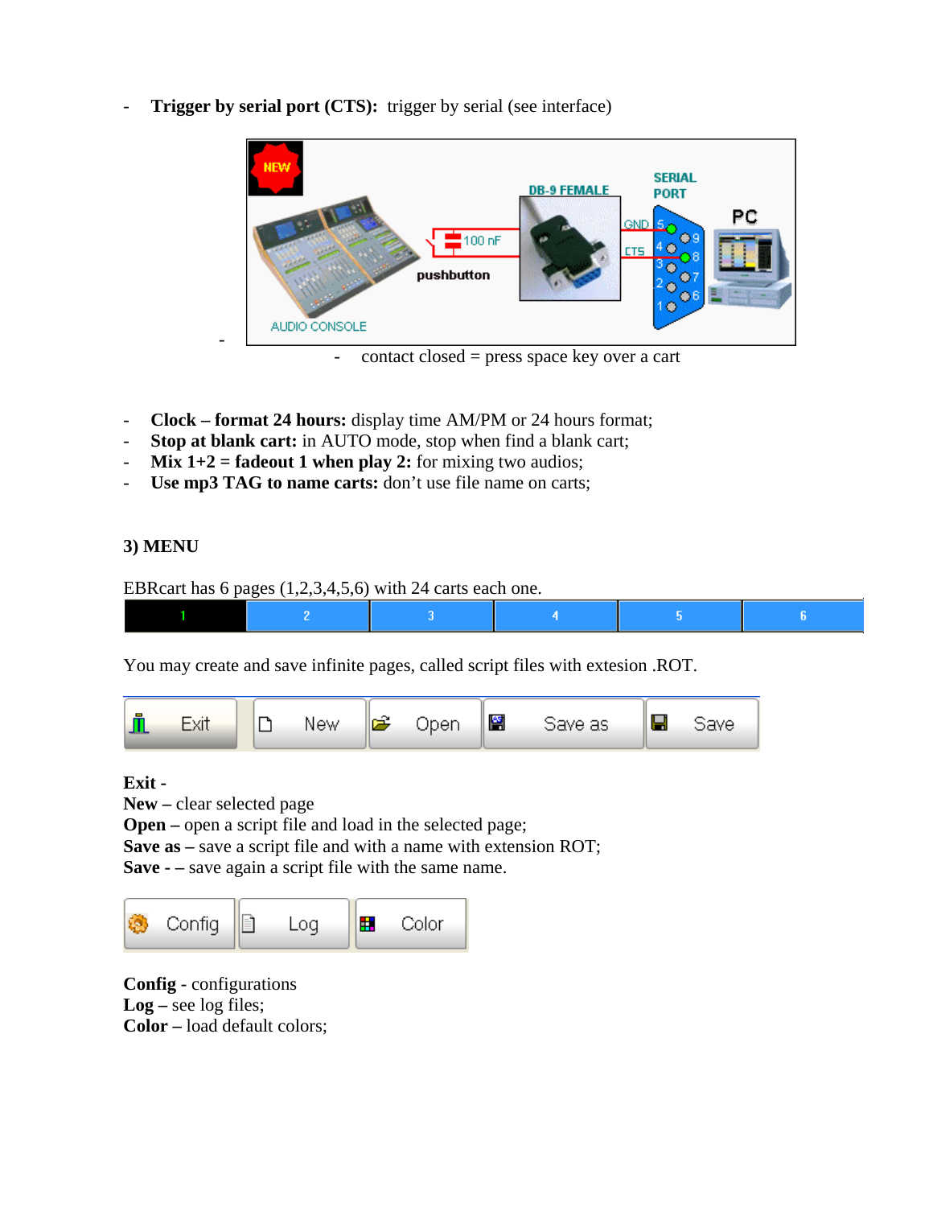- **Trigger by serial port (CTS):** trigger by serial (see interface)

- - contact closed = press space key over a cart

- **Clock – format 24 hours:** display time AM/PM or 24 hours format;
- **Stop at blank cart:** in AUTO mode, stop when find a blank cart;
- **Mix 1+2 = fadeout 1 when play 2:** for mixing two audios;
- **Use mp3 TAG to name carts:** don't use file name on carts;

**3) MENU**

EBRcart has 6 pages (1,2,3,4,5,6) with 24 carts each one.

You may create and save infinite pages, called script files with extesion .ROT.

**Exit -**
**New –** clear selected page
**Open –** open a script file and load in the selected page;
**Save as –** save a script file and with a name with extension ROT;
**Save - –** save again a script file with the same name.

**Config** - configurations
**Log –** see log files;
**Color –** load default colors;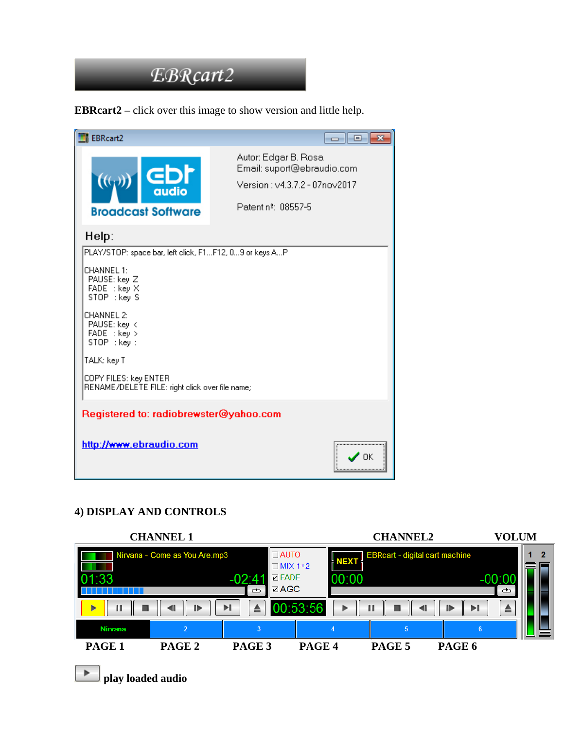**EBRcart2 –** click over this image to show version and little help.

## 4) DISPLAY AND CONTROLS

**CHANNEL 1** **CHANNEL2** **VOLUM**

**PAGE 1** **PAGE 2** **PAGE 3** **PAGE 4** **PAGE 5** **PAGE 6**

**play loaded audio**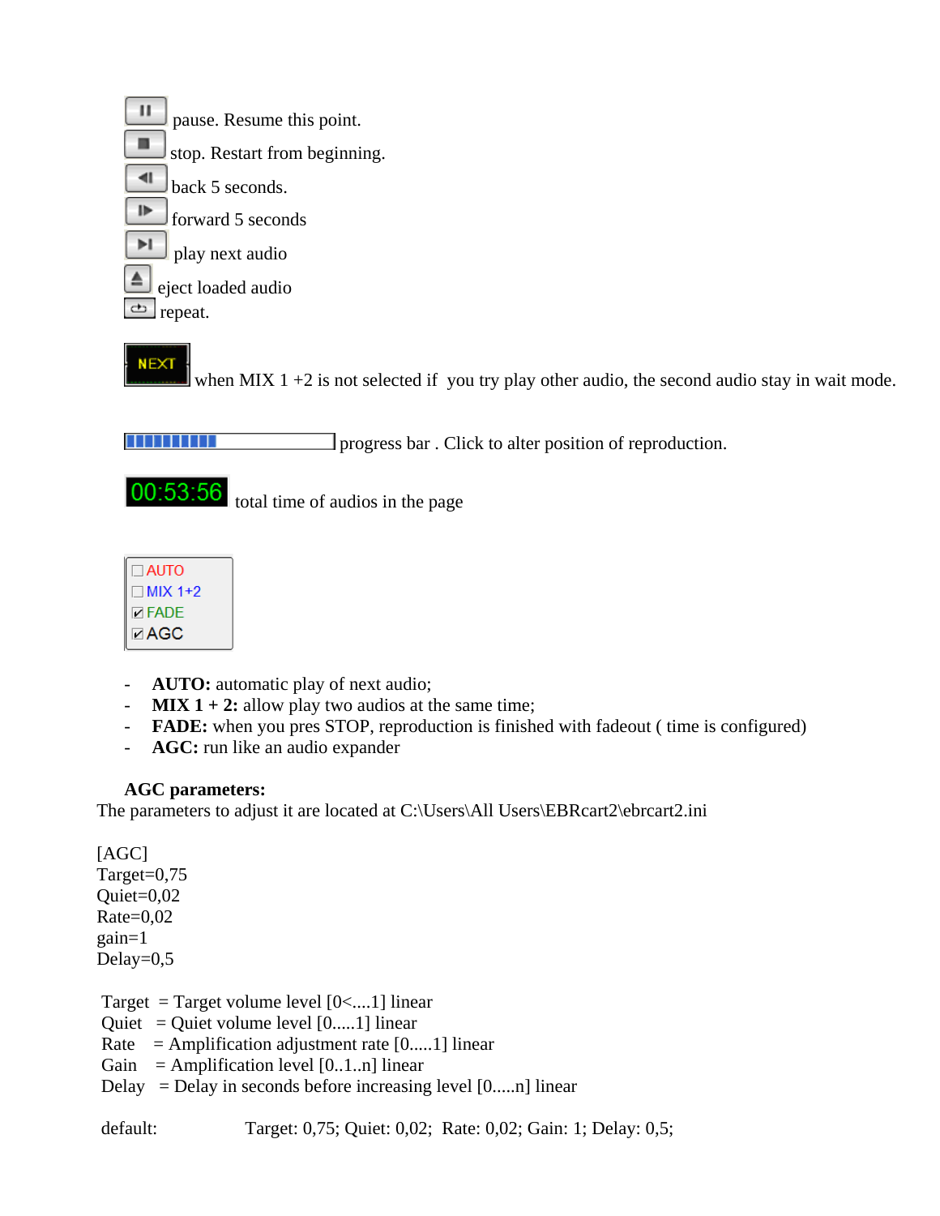pause. Resume this point.

stop. Restart from beginning.

back 5 seconds.

forward 5 seconds

play next audio

eject loaded audio

repeat.

when MIX 1 +2 is not selected if you try play other audio, the second audio stay in wait mode.

progress bar . Click to alter position of reproduction.

total time of audios in the page

- **AUTO:** automatic play of next audio;
- **MIX 1 + 2:** allow play two audios at the same time;
- **FADE:** when you pres STOP, reproduction is finished with fadeout ( time is configured)
- **AGC:** run like an audio expander

**AGC parameters:**

The parameters to adjust it are located at C:\Users\All Users\EBRcart2\ebrcart2.ini

```
[AGC]
Target=0,75
Quiet=0,02
Rate=0,02
gain=1
Delay=0,5
```

Target = Target volume level [0<....1] linear
Quiet = Quiet volume level [0.....1] linear
Rate = Amplification adjustment rate [0.....1] linear
Gain = Amplification level [0..1..n] linear
Delay = Delay in seconds before increasing level [0.....n] linear

default: Target: 0,75; Quiet: 0,02; Rate: 0,02; Gain: 1; Delay: 0,5;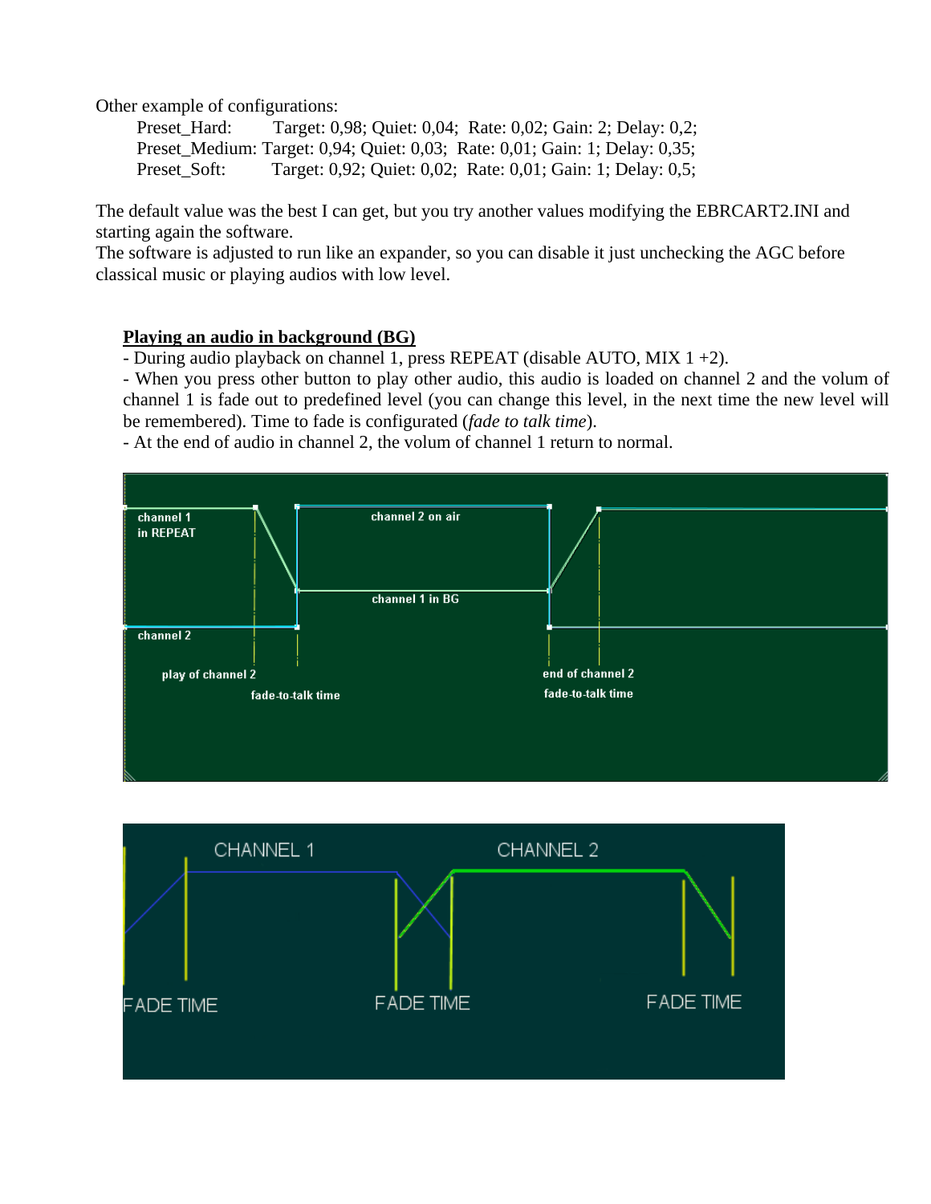Other example of configurations:

Preset_Hard: Target: 0,98; Quiet: 0,04; Rate: 0,02; Gain: 2; Delay: 0,2;
Preset_Medium: Target: 0,94; Quiet: 0,03; Rate: 0,01; Gain: 1; Delay: 0,35;
Preset_Soft: Target: 0,92; Quiet: 0,02; Rate: 0,01; Gain: 1; Delay: 0,5;

The default value was the best I can get, but you try another values modifying the EBRCART2.INI and starting again the software.
The software is adjusted to run like an expander, so you can disable it just unchecking the AGC before classical music or playing audios with low level.

**Playing an audio in background (BG)**

- During audio playback on channel 1, press REPEAT (disable AUTO, MIX 1 +2).
- When you press other button to play other audio, this audio is loaded on channel 2 and the volum of channel 1 is fade out to predefined level (you can change this level, in the next time the new level will be remembered). Time to fade is configurated (*fade to talk time*).
- At the end of audio in channel 2, the volum of channel 1 return to normal.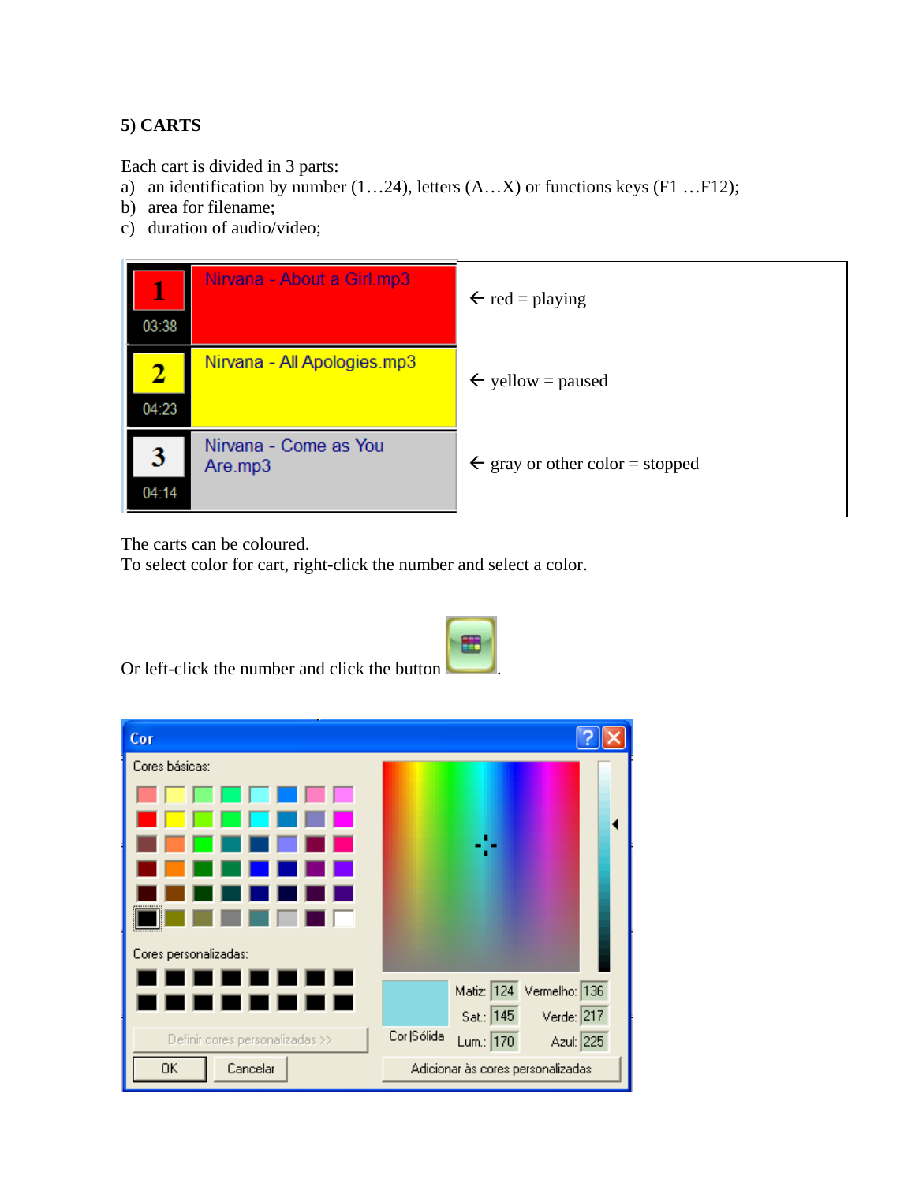**5) CARTS**

Each cart is divided in 3 parts:

a) an identification by number (1…24), letters (A…X) or functions keys (F1 …F12);
b) area for filename;
c) duration of audio/video;

| | | |
|---|---|---|
| 1 03:38 | Nirvana - About a Girl.mp3 | ← red = playing |
| 2 04:23 | Nirvana - All Apologies.mp3 | ← yellow = paused |
| 3 04:14 | Nirvana - Come as You Are.mp3 | ← gray or other color = stopped |

The carts can be coloured.
To select color for cart, right-click the number and select a color.

Or left-click the number and click the button .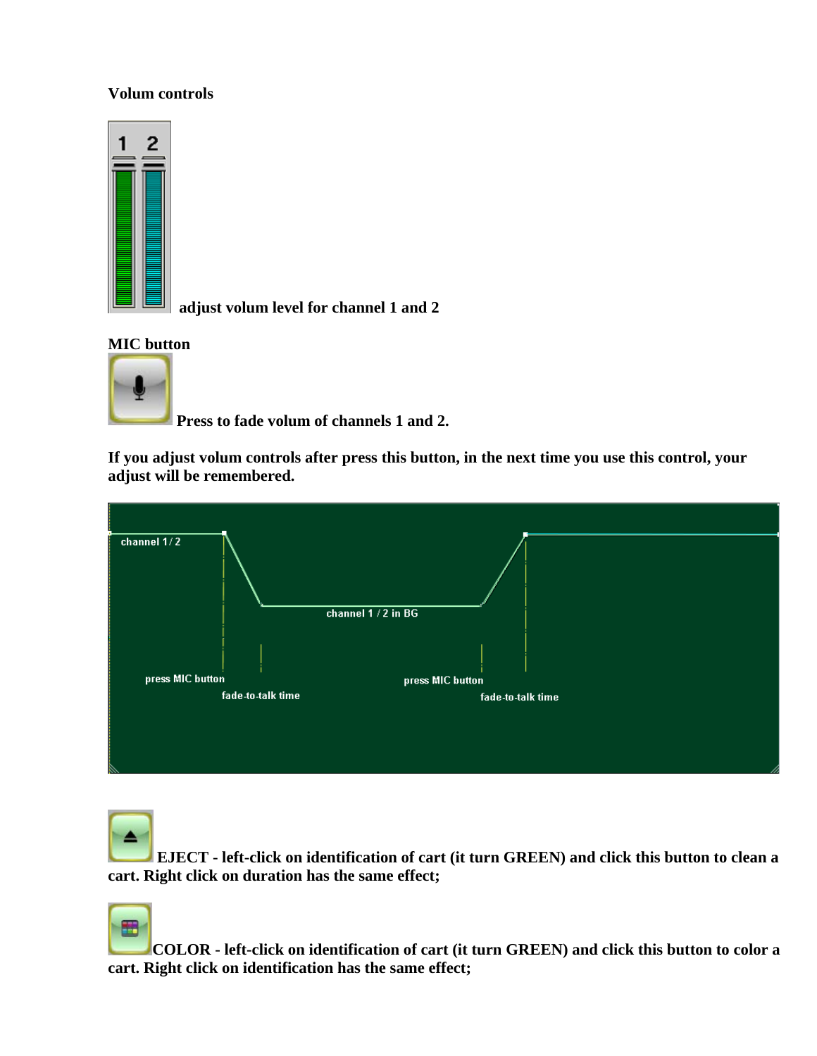**Volum controls**

adjust volum level for channel 1 and 2

**MIC button**

**Press to fade volum of channels 1 and 2.**

**If you adjust volum controls after press this button, in the next time you use this control, your adjust will be remembered.**

**EJECT - left-click on identification of cart (it turn GREEN) and click this button to clean a cart. Right click on duration has the same effect;**

**COLOR - left-click on identification of cart (it turn GREEN) and click this button to color a cart. Right click on identification has the same effect;**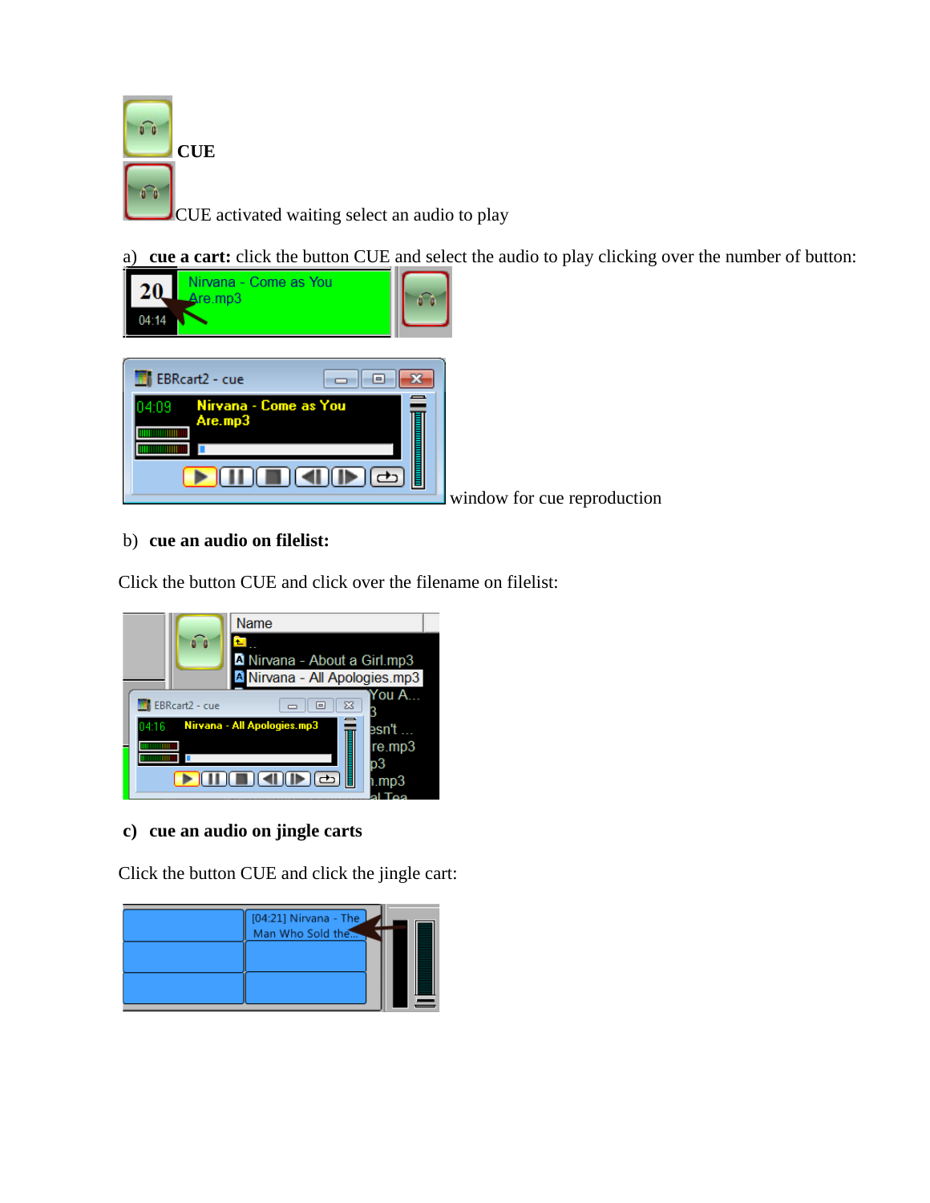**CUE**

CUE activated waiting select an audio to play

a) **cue a cart:** click the button CUE and select the audio to play clicking over the number of button:

window for cue reproduction

b) **cue an audio on filelist:**

Click the button CUE and click over the filename on filelist:

c) **cue an audio on jingle carts**

Click the button CUE and click the jingle cart: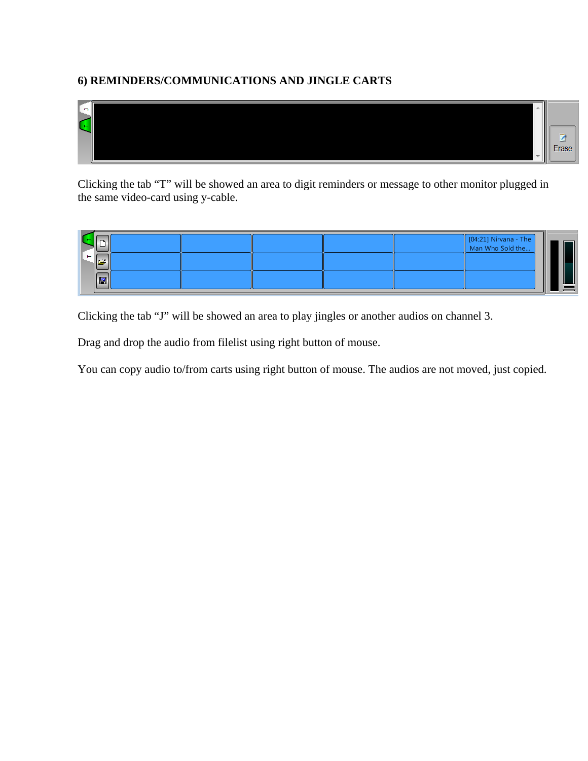### 6) REMINDERS/COMMUNICATIONS AND JINGLE CARTS

Clicking the tab “T” will be showed an area to digit reminders or message to other monitor plugged in the same video-card using y-cable.

Clicking the tab “J” will be showed an area to play jingles or another audios on channel 3.

Drag and drop the audio from filelist using right button of mouse.

You can copy audio to/from carts using right button of mouse. The audios are not moved, just copied.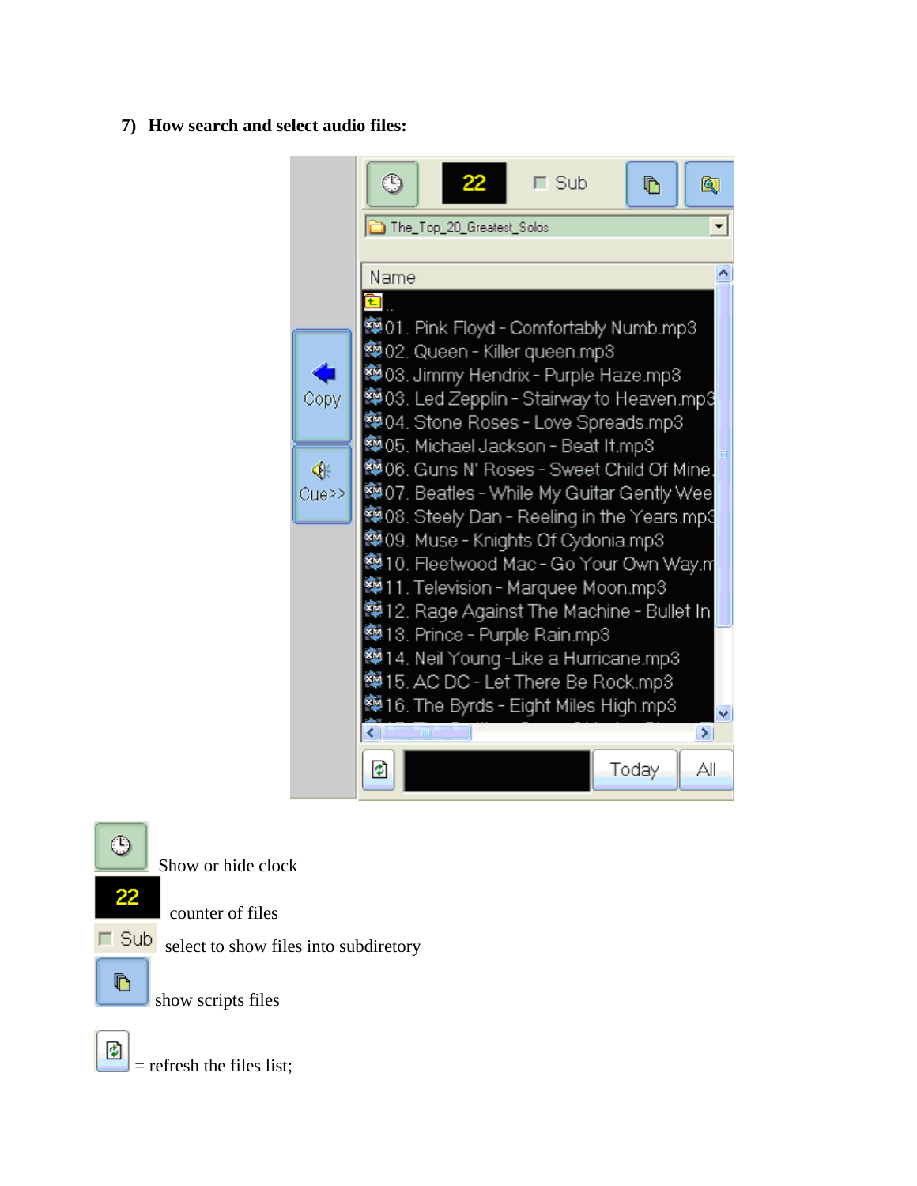7) **How search and select audio files:**

Show or hide clock

counter of files

select to show files into subdiretory

show scripts files

= refresh the files list;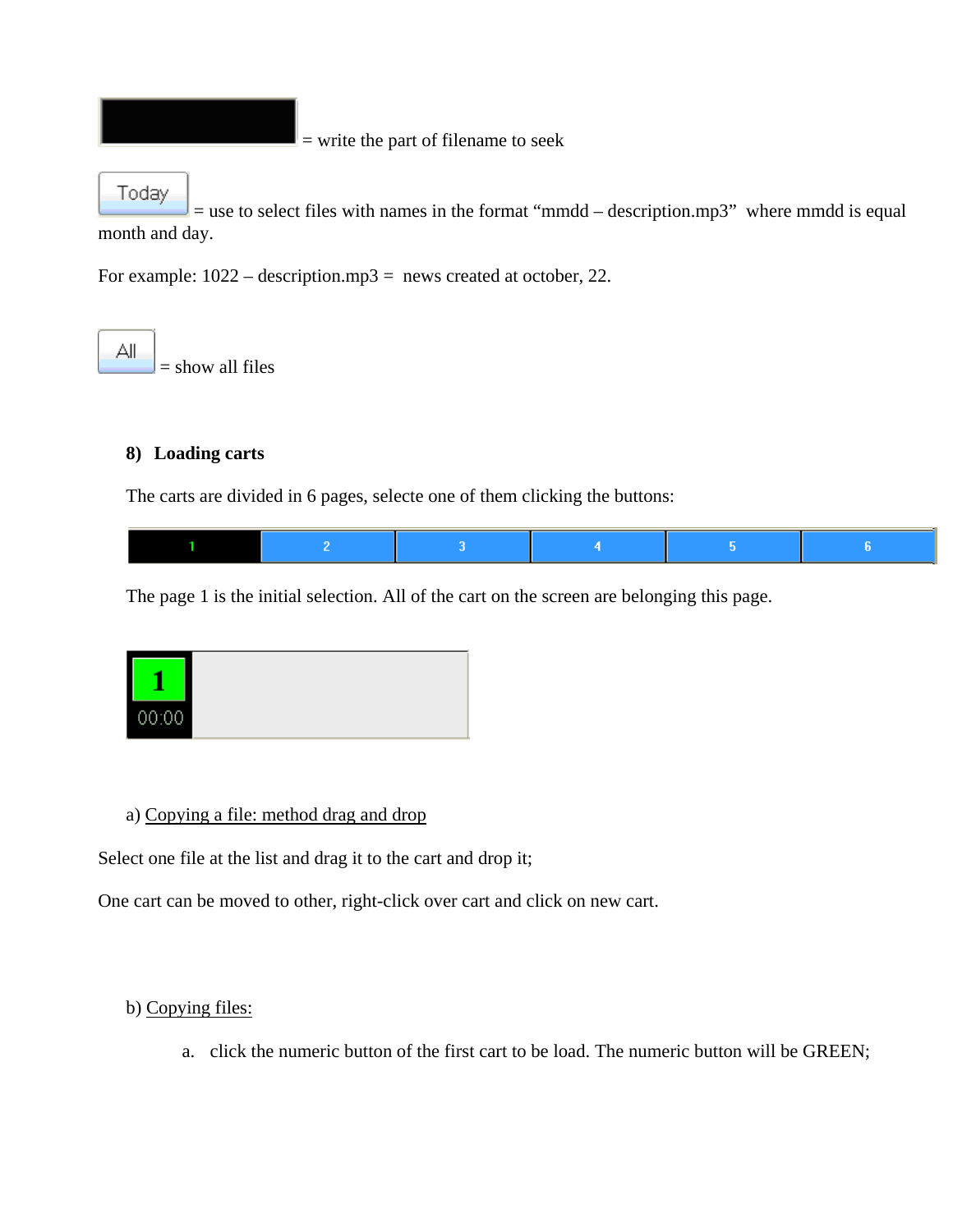= write the part of filename to seek

Today = use to select files with names in the format “mmdd – description.mp3” where mmdd is equal month and day.

For example: 1022 – description.mp3 = news created at october, 22.

All = show all files

### 8) Loading carts

The carts are divided in 6 pages, selecte one of them clicking the buttons:

| 1 | 2 | 3 | 4 | 5 | 6 |
|---|---|---|---|---|---|

The page 1 is the initial selection. All of the cart on the screen are belonging this page.

1
00:00

a) Copying a file: method drag and drop

Select one file at the list and drag it to the cart and drop it;

One cart can be moved to other, right-click over cart and click on new cart.

b) Copying files:

a. click the numeric button of the first cart to be load. The numeric button will be GREEN;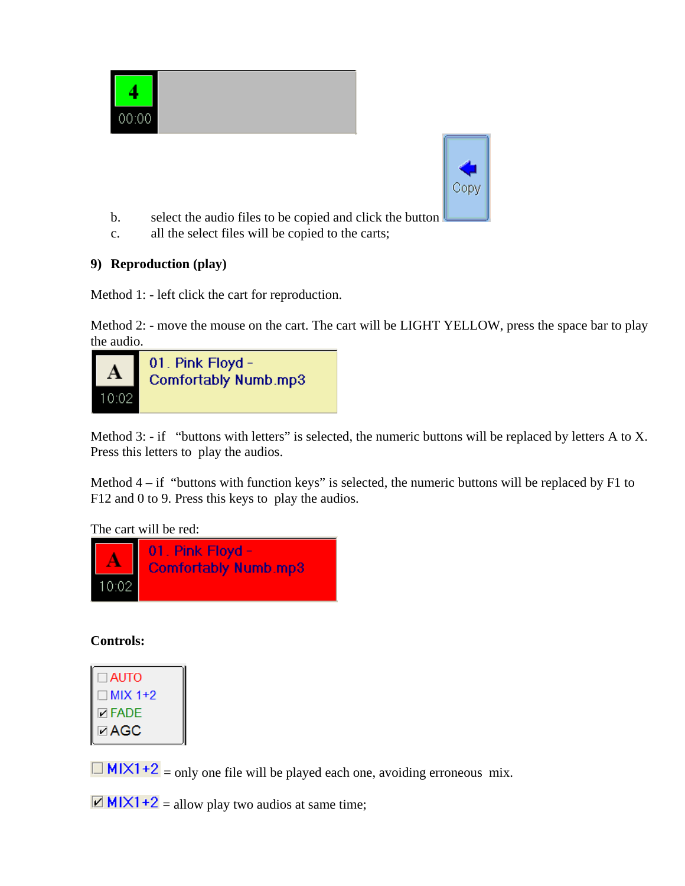b. select the audio files to be copied and click the button

c. all the select files will be copied to the carts;

**9) Reproduction (play)**

Method 1: - left click the cart for reproduction.

Method 2: - move the mouse on the cart. The cart will be LIGHT YELLOW, press the space bar to play the audio.

Method 3: - if "buttons with letters" is selected, the numeric buttons will be replaced by letters A to X. Press this letters to play the audios.

Method 4 – if "buttons with function keys" is selected, the numeric buttons will be replaced by F1 to F12 and 0 to 9. Press this keys to play the audios.

The cart will be red:

**Controls:**

☐ MIX1+2 = only one file will be played each one, avoiding erroneous mix.

☑ MIX1+2 = allow play two audios at same time;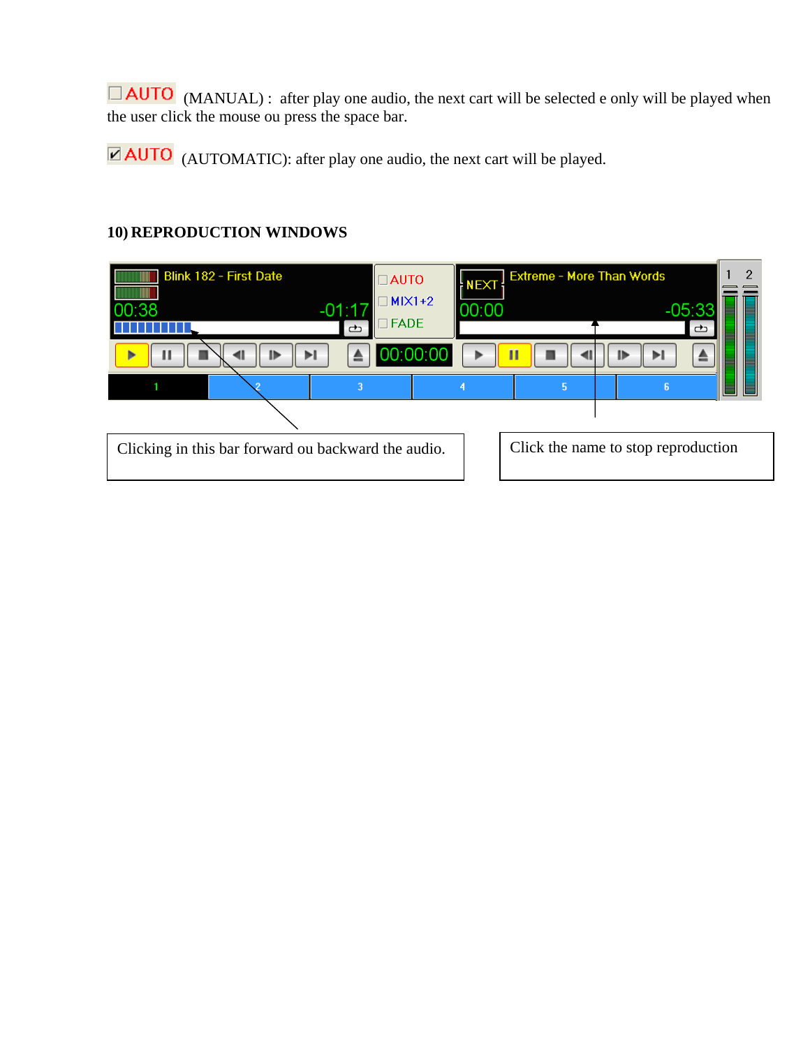☐ AUTO (MANUAL) : after play one audio, the next cart will be selected e only will be played when the user click the mouse ou press the space bar.

☑ AUTO (AUTOMATIC): after play one audio, the next cart will be played.

## 10) REPRODUCTION WINDOWS

Clicking in this bar forward ou backward the audio.

Click the name to stop reproduction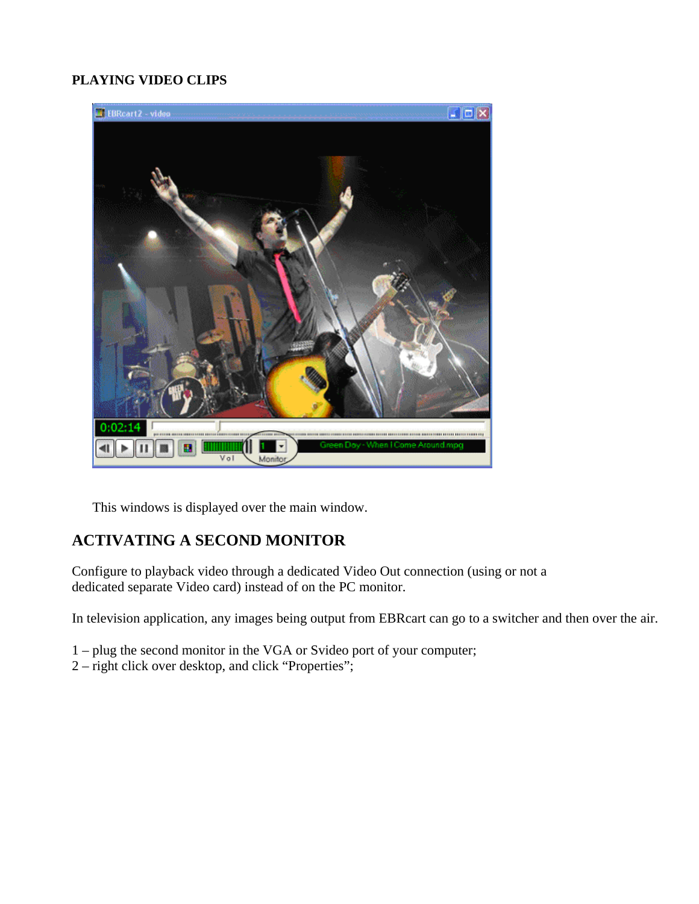**PLAYING VIDEO CLIPS**

This windows is displayed over the main window.

## ACTIVATING A SECOND MONITOR

Configure to playback video through a dedicated Video Out connection (using or not a dedicated separate Video card) instead of on the PC monitor.

In television application, any images being output from EBRcart can go to a switcher and then over the air.

1 – plug the second monitor in the VGA or Svideo port of your computer;
2 – right click over desktop, and click “Properties”;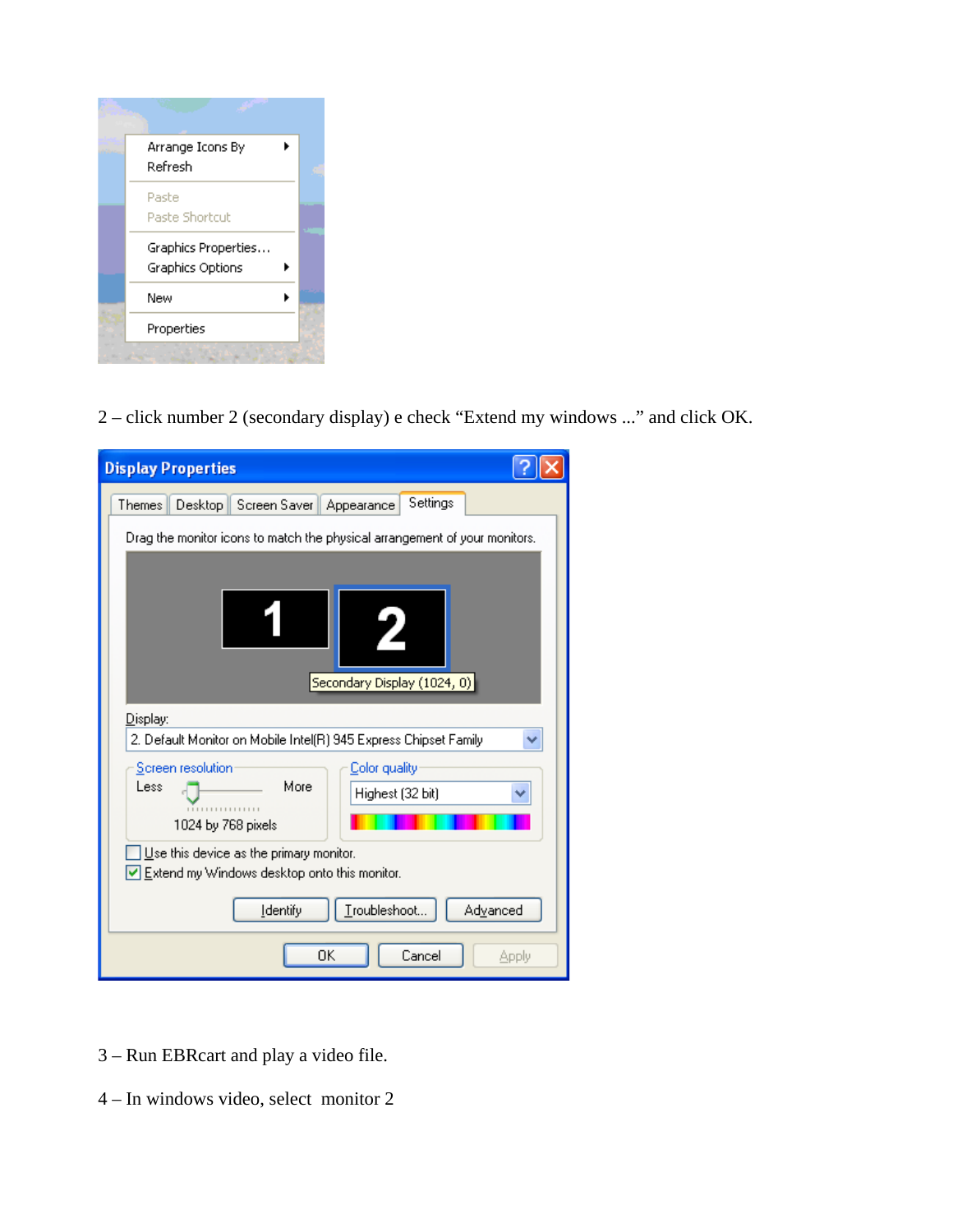2 – click number 2 (secondary display) e check “Extend my windows ...” and click OK.

3 – Run EBRcart and play a video file.

4 – In windows video, select  monitor 2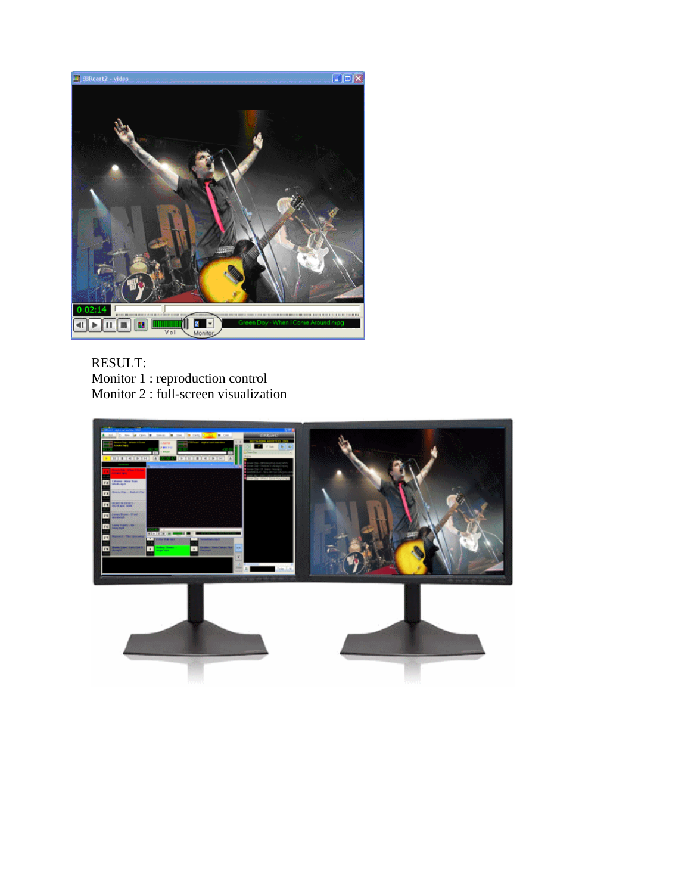RESULT:
Monitor 1 : reproduction control
Monitor 2 : full-screen visualization